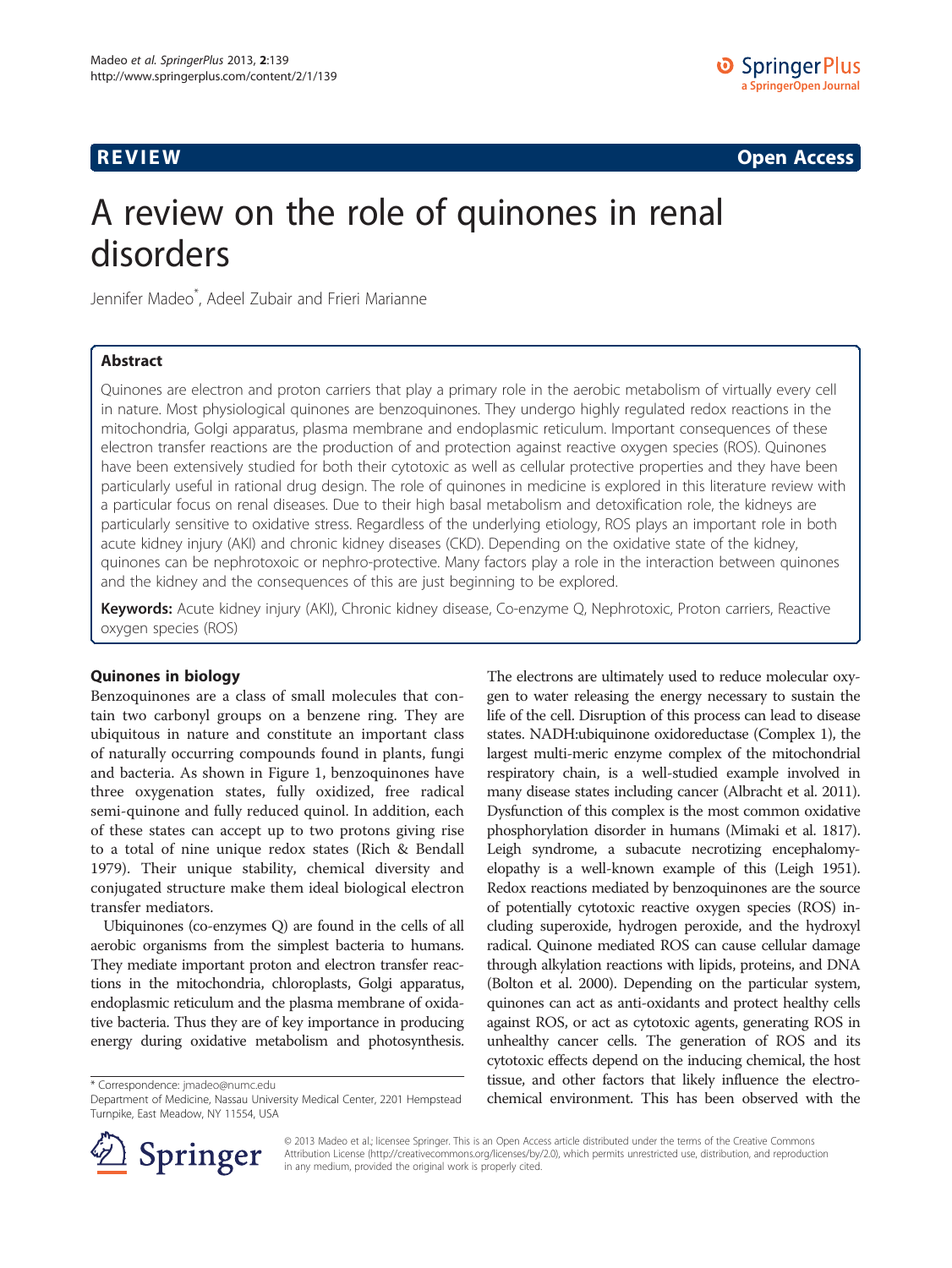**REVIEW** **Open Access**

# A review on the role of quinones in renal disorders

Jennifer Madeo*, Adeel Zubair and Frieri Marianne

## Abstract

Quinones are electron and proton carriers that play a primary role in the aerobic metabolism of virtually every cell in nature. Most physiological quinones are benzoquinones. They undergo highly regulated redox reactions in the mitochondria, Golgi apparatus, plasma membrane and endoplasmic reticulum. Important consequences of these electron transfer reactions are the production of and protection against reactive oxygen species (ROS). Quinones have been extensively studied for both their cytotoxic as well as cellular protective properties and they have been particularly useful in rational drug design. The role of quinones in medicine is explored in this literature review with a particular focus on renal diseases. Due to their high basal metabolism and detoxification role, the kidneys are particularly sensitive to oxidative stress. Regardless of the underlying etiology, ROS plays an important role in both acute kidney injury (AKI) and chronic kidney diseases (CKD). Depending on the oxidative state of the kidney, quinones can be nephrotoxoic or nephro-protective. Many factors play a role in the interaction between quinones and the kidney and the consequences of this are just beginning to be explored.

**Keywords:** Acute kidney injury (AKI), Chronic kidney disease, Co-enzyme Q, Nephrotoxic, Proton carriers, Reactive oxygen species (ROS)

## Quinones in biology

Benzoquinones are a class of small molecules that contain two carbonyl groups on a benzene ring. They are ubiquitous in nature and constitute an important class of naturally occurring compounds found in plants, fungi and bacteria. As shown in Figure 1, benzoquinones have three oxygenation states, fully oxidized, free radical semi-quinone and fully reduced quinol. In addition, each of these states can accept up to two protons giving rise to a total of nine unique redox states (Rich & Bendall 1979). Their unique stability, chemical diversity and conjugated structure make them ideal biological electron transfer mediators.

Ubiquinones (co-enzymes Q) are found in the cells of all aerobic organisms from the simplest bacteria to humans. They mediate important proton and electron transfer reactions in the mitochondria, chloroplasts, Golgi apparatus, endoplasmic reticulum and the plasma membrane of oxidative bacteria. Thus they are of key importance in producing energy during oxidative metabolism and photosynthesis. The electrons are ultimately used to reduce molecular oxygen to water releasing the energy necessary to sustain the life of the cell. Disruption of this process can lead to disease states. NADH:ubiquinone oxidoreductase (Complex 1), the largest multi-meric enzyme complex of the mitochondrial respiratory chain, is a well-studied example involved in many disease states including cancer (Albracht et al. 2011). Dysfunction of this complex is the most common oxidative phosphorylation disorder in humans (Mimaki et al. 1817). Leigh syndrome, a subacute necrotizing encephalomyelopathy is a well-known example of this (Leigh 1951). Redox reactions mediated by benzoquinones are the source of potentially cytotoxic reactive oxygen species (ROS) including superoxide, hydrogen peroxide, and the hydroxyl radical. Quinone mediated ROS can cause cellular damage through alkylation reactions with lipids, proteins, and DNA (Bolton et al. 2000). Depending on the particular system, quinones can act as anti-oxidants and protect healthy cells against ROS, or act as cytotoxic agents, generating ROS in unhealthy cancer cells. The generation of ROS and its cytotoxic effects depend on the inducing chemical, the host tissue, and other factors that likely influence the electrochemical environment. This has been observed with the

\* Correspondence: jmadeo@numc.edu
Department of Medicine, Nassau University Medical Center, 2201 Hempstead Turnpike, East Meadow, NY 11554, USA

© 2013 Madeo et al.; licensee Springer. This is an Open Access article distributed under the terms of the Creative Commons Attribution License (http://creativecommons.org/licenses/by/2.0), which permits unrestricted use, distribution, and reproduction in any medium, provided the original work is properly cited.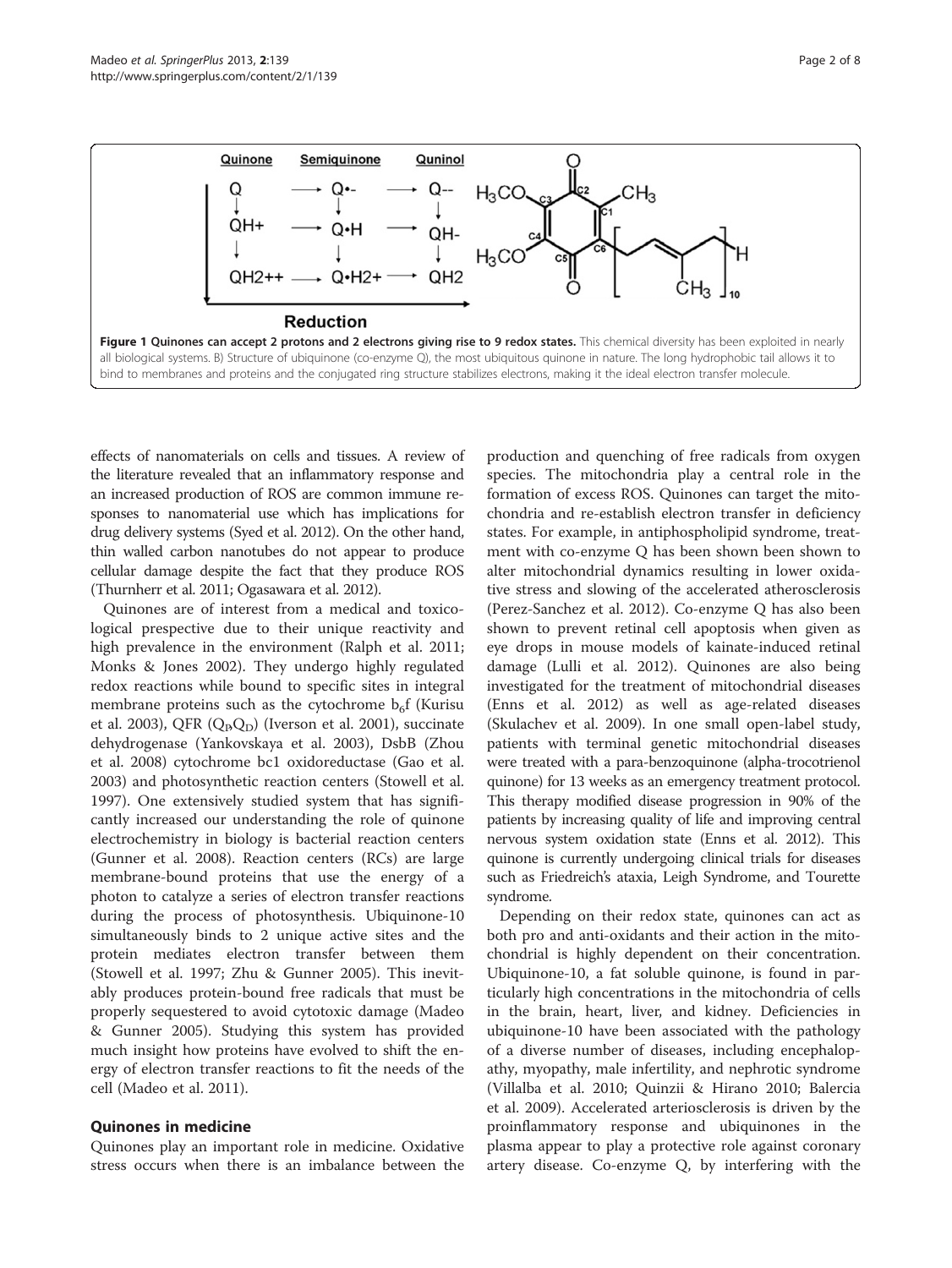| Quinone | Semiquinone | Quninol |
|---|---|---|
| Q | → Q•- | → Q-- |
| QH+ | → Q•H | → QH- |
| QH2++ | → Q•H2+ | → QH2 |

**Reduction**

**Figure 1 Quinones can accept 2 protons and 2 electrons giving rise to 9 redox states.** This chemical diversity has been exploited in nearly all biological systems. B) Structure of ubiquinone (co-enzyme Q), the most ubiquitous quinone in nature. The long hydrophobic tail allows it to bind to membranes and proteins and the conjugated ring structure stabilizes electrons, making it the ideal electron transfer molecule.

effects of nanomaterials on cells and tissues. A review of the literature revealed that an inflammatory response and an increased production of ROS are common immune responses to nanomaterial use which has implications for drug delivery systems (Syed et al. 2012). On the other hand, thin walled carbon nanotubes do not appear to produce cellular damage despite the fact that they produce ROS (Thurnherr et al. 2011; Ogasawara et al. 2012).

Quinones are of interest from a medical and toxicological prespective due to their unique reactivity and high prevalence in the environment (Ralph et al. 2011; Monks & Jones 2002). They undergo highly regulated redox reactions while bound to specific sites in integral membrane proteins such as the cytochrome $b_6f$ (Kurisu et al. 2003), QFR ($Q_PQ_D$) (Iverson et al. 2001), succinate dehydrogenase (Yankovskaya et al. 2003), DsbB (Zhou et al. 2008) cytochrome bc1 oxidoreductase (Gao et al. 2003) and photosynthetic reaction centers (Stowell et al. 1997). One extensively studied system that has significantly increased our understanding the role of quinone electrochemistry in biology is bacterial reaction centers (Gunner et al. 2008). Reaction centers (RCs) are large membrane-bound proteins that use the energy of a photon to catalyze a series of electron transfer reactions during the process of photosynthesis. Ubiquinone-10 simultaneously binds to 2 unique active sites and the protein mediates electron transfer between them (Stowell et al. 1997; Zhu & Gunner 2005). This inevitably produces protein-bound free radicals that must be properly sequestered to avoid cytotoxic damage (Madeo & Gunner 2005). Studying this system has provided much insight how proteins have evolved to shift the energy of electron transfer reactions to fit the needs of the cell (Madeo et al. 2011).

## Quinones in medicine

Quinones play an important role in medicine. Oxidative stress occurs when there is an imbalance between the production and quenching of free radicals from oxygen species. The mitochondria play a central role in the formation of excess ROS. Quinones can target the mitochondria and re-establish electron transfer in deficiency states. For example, in antiphospholipid syndrome, treatment with co-enzyme Q has been shown been shown to alter mitochondrial dynamics resulting in lower oxidative stress and slowing of the accelerated atherosclerosis (Perez-Sanchez et al. 2012). Co-enzyme Q has also been shown to prevent retinal cell apoptosis when given as eye drops in mouse models of kainate-induced retinal damage (Lulli et al. 2012). Quinones are also being investigated for the treatment of mitochondrial diseases (Enns et al. 2012) as well as age-related diseases (Skulachev et al. 2009). In one small open-label study, patients with terminal genetic mitochondrial diseases were treated with a para-benzoquinone (alpha-trocotrienol quinone) for 13 weeks as an emergency treatment protocol. This therapy modified disease progression in 90% of the patients by increasing quality of life and improving central nervous system oxidation state (Enns et al. 2012). This quinone is currently undergoing clinical trials for diseases such as Friedreich's ataxia, Leigh Syndrome, and Tourette syndrome.

Depending on their redox state, quinones can act as both pro and anti-oxidants and their action in the mitochondrial is highly dependent on their concentration. Ubiquinone-10, a fat soluble quinone, is found in particularly high concentrations in the mitochondria of cells in the brain, heart, liver, and kidney. Deficiencies in ubiquinone-10 have been associated with the pathology of a diverse number of diseases, including encephalopathy, myopathy, male infertility, and nephrotic syndrome (Villalba et al. 2010; Quinzii & Hirano 2010; Balercia et al. 2009). Accelerated arteriosclerosis is driven by the proinflammatory response and ubiquinones in the plasma appear to play a protective role against coronary artery disease. Co-enzyme Q, by interfering with the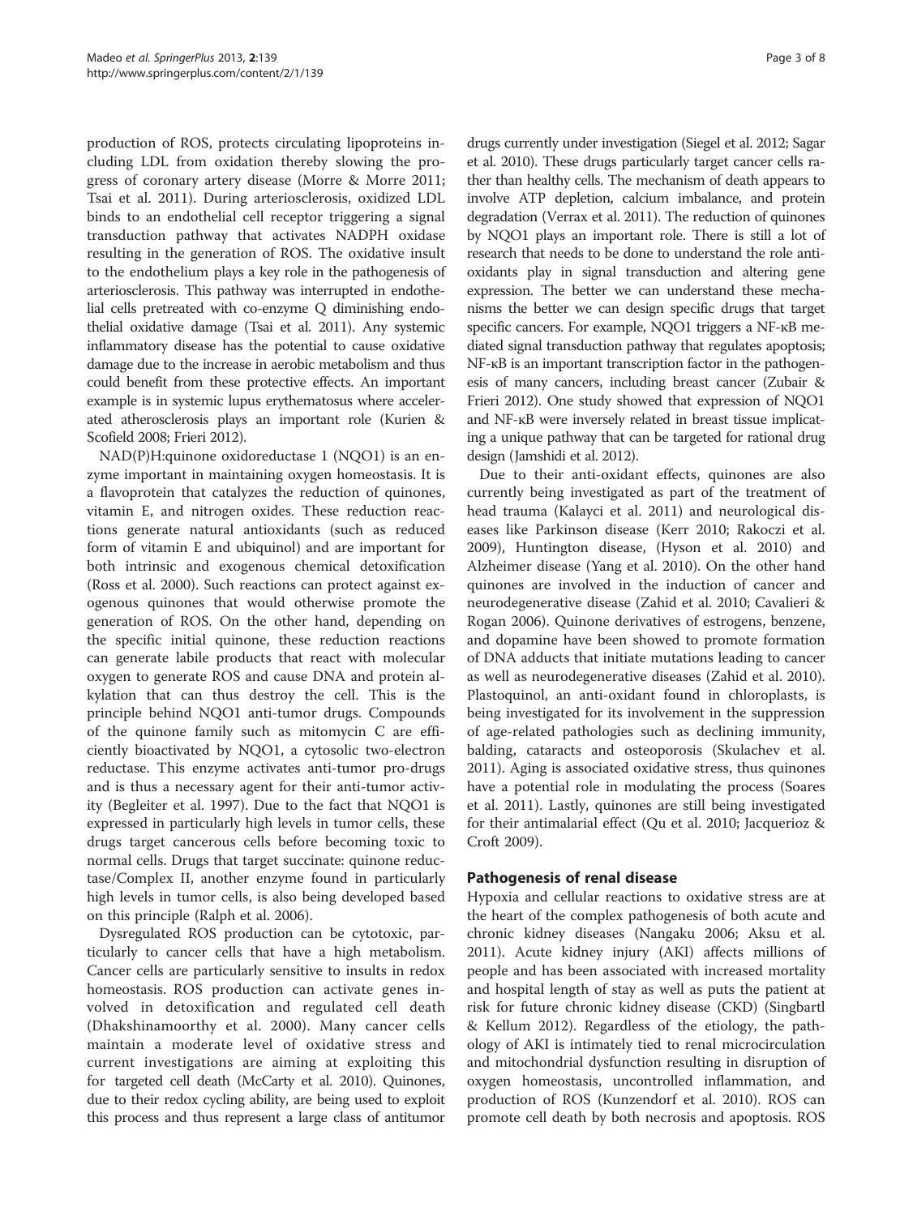production of ROS, protects circulating lipoproteins including LDL from oxidation thereby slowing the progress of coronary artery disease (Morre & Morre 2011; Tsai et al. 2011). During arteriosclerosis, oxidized LDL binds to an endothelial cell receptor triggering a signal transduction pathway that activates NADPH oxidase resulting in the generation of ROS. The oxidative insult to the endothelium plays a key role in the pathogenesis of arteriosclerosis. This pathway was interrupted in endothelial cells pretreated with co-enzyme Q diminishing endothelial oxidative damage (Tsai et al. 2011). Any systemic inflammatory disease has the potential to cause oxidative damage due to the increase in aerobic metabolism and thus could benefit from these protective effects. An important example is in systemic lupus erythematosus where accelerated atherosclerosis plays an important role (Kurien & Scofield 2008; Frieri 2012).

NAD(P)H:quinone oxidoreductase 1 (NQO1) is an enzyme important in maintaining oxygen homeostasis. It is a flavoprotein that catalyzes the reduction of quinones, vitamin E, and nitrogen oxides. These reduction reactions generate natural antioxidants (such as reduced form of vitamin E and ubiquinol) and are important for both intrinsic and exogenous chemical detoxification (Ross et al. 2000). Such reactions can protect against exogenous quinones that would otherwise promote the generation of ROS. On the other hand, depending on the specific initial quinone, these reduction reactions can generate labile products that react with molecular oxygen to generate ROS and cause DNA and protein alkylation that can thus destroy the cell. This is the principle behind NQO1 anti-tumor drugs. Compounds of the quinone family such as mitomycin C are efficiently bioactivated by NQO1, a cytosolic two-electron reductase. This enzyme activates anti-tumor pro-drugs and is thus a necessary agent for their anti-tumor activity (Begleiter et al. 1997). Due to the fact that NQO1 is expressed in particularly high levels in tumor cells, these drugs target cancerous cells before becoming toxic to normal cells. Drugs that target succinate: quinone reductase/Complex II, another enzyme found in particularly high levels in tumor cells, is also being developed based on this principle (Ralph et al. 2006).

Dysregulated ROS production can be cytotoxic, particularly to cancer cells that have a high metabolism. Cancer cells are particularly sensitive to insults in redox homeostasis. ROS production can activate genes involved in detoxification and regulated cell death (Dhakshinamoorthy et al. 2000). Many cancer cells maintain a moderate level of oxidative stress and current investigations are aiming at exploiting this for targeted cell death (McCarty et al. 2010). Quinones, due to their redox cycling ability, are being used to exploit this process and thus represent a large class of antitumor drugs currently under investigation (Siegel et al. 2012; Sagar et al. 2010). These drugs particularly target cancer cells rather than healthy cells. The mechanism of death appears to involve ATP depletion, calcium imbalance, and protein degradation (Verrax et al. 2011). The reduction of quinones by NQO1 plays an important role. There is still a lot of research that needs to be done to understand the role antioxidants play in signal transduction and altering gene expression. The better we can understand these mechanisms the better we can design specific drugs that target specific cancers. For example, NQO1 triggers a NF-κB mediated signal transduction pathway that regulates apoptosis; NF-κB is an important transcription factor in the pathogenesis of many cancers, including breast cancer (Zubair & Frieri 2012). One study showed that expression of NQO1 and NF-κB were inversely related in breast tissue implicating a unique pathway that can be targeted for rational drug design (Jamshidi et al. 2012).

Due to their anti-oxidant effects, quinones are also currently being investigated as part of the treatment of head trauma (Kalayci et al. 2011) and neurological diseases like Parkinson disease (Kerr 2010; Rakoczi et al. 2009), Huntington disease, (Hyson et al. 2010) and Alzheimer disease (Yang et al. 2010). On the other hand quinones are involved in the induction of cancer and neurodegenerative disease (Zahid et al. 2010; Cavalieri & Rogan 2006). Quinone derivatives of estrogens, benzene, and dopamine have been showed to promote formation of DNA adducts that initiate mutations leading to cancer as well as neurodegenerative diseases (Zahid et al. 2010). Plastoquinol, an anti-oxidant found in chloroplasts, is being investigated for its involvement in the suppression of age-related pathologies such as declining immunity, balding, cataracts and osteoporosis (Skulachev et al. 2011). Aging is associated oxidative stress, thus quinones have a potential role in modulating the process (Soares et al. 2011). Lastly, quinones are still being investigated for their antimalarial effect (Qu et al. 2010; Jacquerioz & Croft 2009).

## Pathogenesis of renal disease

Hypoxia and cellular reactions to oxidative stress are at the heart of the complex pathogenesis of both acute and chronic kidney diseases (Nangaku 2006; Aksu et al. 2011). Acute kidney injury (AKI) affects millions of people and has been associated with increased mortality and hospital length of stay as well as puts the patient at risk for future chronic kidney disease (CKD) (Singbartl & Kellum 2012). Regardless of the etiology, the pathology of AKI is intimately tied to renal microcirculation and mitochondrial dysfunction resulting in disruption of oxygen homeostasis, uncontrolled inflammation, and production of ROS (Kunzendorf et al. 2010). ROS can promote cell death by both necrosis and apoptosis. ROS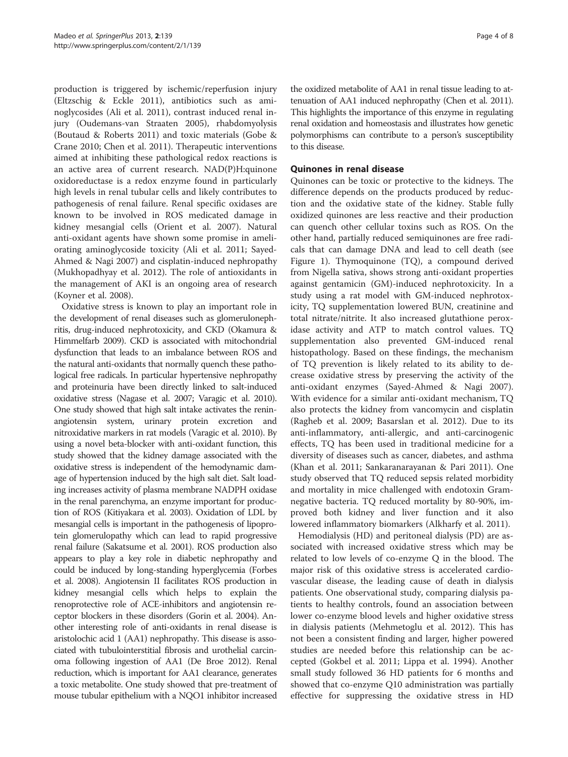production is triggered by ischemic/reperfusion injury (Eltzschig & Eckle 2011), antibiotics such as aminoglycosides (Ali et al. 2011), contrast induced renal injury (Oudemans-van Straaten 2005), rhabdomyolysis (Boutaud & Roberts 2011) and toxic materials (Gobe & Crane 2010; Chen et al. 2011). Therapeutic interventions aimed at inhibiting these pathological redox reactions is an active area of current research. NAD(P)H:quinone oxidoreductase is a redox enzyme found in particularly high levels in renal tubular cells and likely contributes to pathogenesis of renal failure. Renal specific oxidases are known to be involved in ROS medicated damage in kidney mesangial cells (Orient et al. 2007). Natural anti-oxidant agents have shown some promise in ameliorating aminoglycoside toxicity (Ali et al. 2011; Sayed-Ahmed & Nagi 2007) and cisplatin-induced nephropathy (Mukhopadhyay et al. 2012). The role of antioxidants in the management of AKI is an ongoing area of research (Koyner et al. 2008).

Oxidative stress is known to play an important role in the development of renal diseases such as glomerulonephritis, drug-induced nephrotoxicity, and CKD (Okamura & Himmelfarb 2009). CKD is associated with mitochondrial dysfunction that leads to an imbalance between ROS and the natural anti-oxidants that normally quench these pathological free radicals. In particular hypertensive nephropathy and proteinuria have been directly linked to salt-induced oxidative stress (Nagase et al. 2007; Varagic et al. 2010). One study showed that high salt intake activates the renin-angiotensin system, urinary protein excretion and nitroxidative markers in rat models (Varagic et al. 2010). By using a novel beta-blocker with anti-oxidant function, this study showed that the kidney damage associated with the oxidative stress is independent of the hemodynamic damage of hypertension induced by the high salt diet. Salt loading increases activity of plasma membrane NADPH oxidase in the renal parenchyma, an enzyme important for production of ROS (Kitiyakara et al. 2003). Oxidation of LDL by mesangial cells is important in the pathogenesis of lipoprotein glomerulopathy which can lead to rapid progressive renal failure (Sakatsume et al. 2001). ROS production also appears to play a key role in diabetic nephropathy and could be induced by long-standing hyperglycemia (Forbes et al. 2008). Angiotensin II facilitates ROS production in kidney mesangial cells which helps to explain the renoprotective role of ACE-inhibitors and angiotensin receptor blockers in these disorders (Gorin et al. 2004). Another interesting role of anti-oxidants in renal disease is aristolochic acid 1 (AA1) nephropathy. This disease is associated with tubulointerstitial fibrosis and urothelial carcinoma following ingestion of AA1 (De Broe 2012). Renal reduction, which is important for AA1 clearance, generates a toxic metabolite. One study showed that pre-treatment of mouse tubular epithelium with a NQO1 inhibitor increased the oxidized metabolite of AA1 in renal tissue leading to attenuation of AA1 induced nephropathy (Chen et al. 2011). This highlights the importance of this enzyme in regulating renal oxidation and homeostasis and illustrates how genetic polymorphisms can contribute to a person's susceptibility to this disease.

## Quinones in renal disease

Quinones can be toxic or protective to the kidneys. The difference depends on the products produced by reduction and the oxidative state of the kidney. Stable fully oxidized quinones are less reactive and their production can quench other cellular toxins such as ROS. On the other hand, partially reduced semiquinones are free radicals that can damage DNA and lead to cell death (see Figure 1). Thymoquinone (TQ), a compound derived from Nigella sativa, shows strong anti-oxidant properties against gentamicin (GM)-induced nephrotoxicity. In a study using a rat model with GM-induced nephrotoxicity, TQ supplementation lowered BUN, creatinine and total nitrate/nitrite. It also increased glutathione peroxidase activity and ATP to match control values. TQ supplementation also prevented GM-induced renal histopathology. Based on these findings, the mechanism of TQ prevention is likely related to its ability to decrease oxidative stress by preserving the activity of the anti-oxidant enzymes (Sayed-Ahmed & Nagi 2007). With evidence for a similar anti-oxidant mechanism, TQ also protects the kidney from vancomycin and cisplatin (Ragheb et al. 2009; Basarslan et al. 2012). Due to its anti-inflammatory, anti-allergic, and anti-carcinogenic effects, TQ has been used in traditional medicine for a diversity of diseases such as cancer, diabetes, and asthma (Khan et al. 2011; Sankaranarayanan & Pari 2011). One study observed that TQ reduced sepsis related morbidity and mortality in mice challenged with endotoxin Gram-negative bacteria. TQ reduced mortality by 80-90%, improved both kidney and liver function and it also lowered inflammatory biomarkers (Alkharfy et al. 2011).

Hemodialysis (HD) and peritoneal dialysis (PD) are associated with increased oxidative stress which may be related to low levels of co-enzyme Q in the blood. The major risk of this oxidative stress is accelerated cardiovascular disease, the leading cause of death in dialysis patients. One observational study, comparing dialysis patients to healthy controls, found an association between lower co-enzyme blood levels and higher oxidative stress in dialysis patients (Mehmetoglu et al. 2012). This has not been a consistent finding and larger, higher powered studies are needed before this relationship can be accepted (Gokbel et al. 2011; Lippa et al. 1994). Another small study followed 36 HD patients for 6 months and showed that co-enzyme Q10 administration was partially effective for suppressing the oxidative stress in HD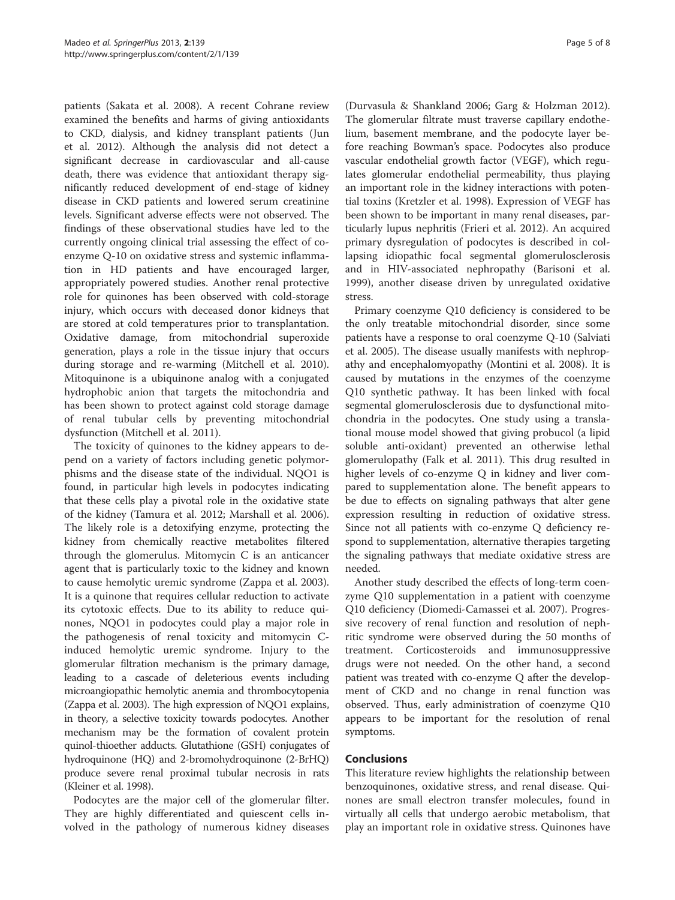patients (Sakata et al. 2008). A recent Cochrane review examined the benefits and harms of giving antioxidants to CKD, dialysis, and kidney transplant patients (Jun et al. 2012). Although the analysis did not detect a significant decrease in cardiovascular and all-cause death, there was evidence that antioxidant therapy significantly reduced development of end-stage of kidney disease in CKD patients and lowered serum creatinine levels. Significant adverse effects were not observed. The findings of these observational studies have led to the currently ongoing clinical trial assessing the effect of coenzyme Q-10 on oxidative stress and systemic inflammation in HD patients and have encouraged larger, appropriately powered studies. Another renal protective role for quinones has been observed with cold-storage injury, which occurs with deceased donor kidneys that are stored at cold temperatures prior to transplantation. Oxidative damage, from mitochondrial superoxide generation, plays a role in the tissue injury that occurs during storage and re-warming (Mitchell et al. 2010). Mitoquinone is a ubiquinone analog with a conjugated hydrophobic anion that targets the mitochondria and has been shown to protect against cold storage damage of renal tubular cells by preventing mitochondrial dysfunction (Mitchell et al. 2011).

The toxicity of quinones to the kidney appears to depend on a variety of factors including genetic polymorphisms and the disease state of the individual. NQO1 is found, in particular high levels in podocytes indicating that these cells play a pivotal role in the oxidative state of the kidney (Tamura et al. 2012; Marshall et al. 2006). The likely role is a detoxifying enzyme, protecting the kidney from chemically reactive metabolites filtered through the glomerulus. Mitomycin C is an anticancer agent that is particularly toxic to the kidney and known to cause hemolytic uremic syndrome (Zappa et al. 2003). It is a quinone that requires cellular reduction to activate its cytotoxic effects. Due to its ability to reduce quinones, NQO1 in podocytes could play a major role in the pathogenesis of renal toxicity and mitomycin C-induced hemolytic uremic syndrome. Injury to the glomerular filtration mechanism is the primary damage, leading to a cascade of deleterious events including microangiopathic hemolytic anemia and thrombocytopenia (Zappa et al. 2003). The high expression of NQO1 explains, in theory, a selective toxicity towards podocytes. Another mechanism may be the formation of covalent protein quinol-thioether adducts. Glutathione (GSH) conjugates of hydroquinone (HQ) and 2-bromohydroquinone (2-BrHQ) produce severe renal proximal tubular necrosis in rats (Kleiner et al. 1998).

Podocytes are the major cell of the glomerular filter. They are highly differentiated and quiescent cells involved in the pathology of numerous kidney diseases (Durvasula & Shankland 2006; Garg & Holzman 2012). The glomerular filtrate must traverse capillary endothelium, basement membrane, and the podocyte layer before reaching Bowman's space. Podocytes also produce vascular endothelial growth factor (VEGF), which regulates glomerular endothelial permeability, thus playing an important role in the kidney interactions with potential toxins (Kretzler et al. 1998). Expression of VEGF has been shown to be important in many renal diseases, particularly lupus nephritis (Frieri et al. 2012). An acquired primary dysregulation of podocytes is described in collapsing idiopathic focal segmental glomerulosclerosis and in HIV-associated nephropathy (Barisoni et al. 1999), another disease driven by unregulated oxidative stress.

Primary coenzyme Q10 deficiency is considered to be the only treatable mitochondrial disorder, since some patients have a response to oral coenzyme Q-10 (Salviati et al. 2005). The disease usually manifests with nephropathy and encephalomyopathy (Montini et al. 2008). It is caused by mutations in the enzymes of the coenzyme Q10 synthetic pathway. It has been linked with focal segmental glomerulosclerosis due to dysfunctional mitochondria in the podocytes. One study using a translational mouse model showed that giving probucol (a lipid soluble anti-oxidant) prevented an otherwise lethal glomerulopathy (Falk et al. 2011). This drug resulted in higher levels of co-enzyme Q in kidney and liver compared to supplementation alone. The benefit appears to be due to effects on signaling pathways that alter gene expression resulting in reduction of oxidative stress. Since not all patients with co-enzyme Q deficiency respond to supplementation, alternative therapies targeting the signaling pathways that mediate oxidative stress are needed.

Another study described the effects of long-term coenzyme Q10 supplementation in a patient with coenzyme Q10 deficiency (Diomedi-Camassei et al. 2007). Progressive recovery of renal function and resolution of nephritic syndrome were observed during the 50 months of treatment. Corticosteroids and immunosuppressive drugs were not needed. On the other hand, a second patient was treated with co-enzyme Q after the development of CKD and no change in renal function was observed. Thus, early administration of coenzyme Q10 appears to be important for the resolution of renal symptoms.

## Conclusions

This literature review highlights the relationship between benzoquinones, oxidative stress, and renal disease. Quinones are small electron transfer molecules, found in virtually all cells that undergo aerobic metabolism, that play an important role in oxidative stress. Quinones have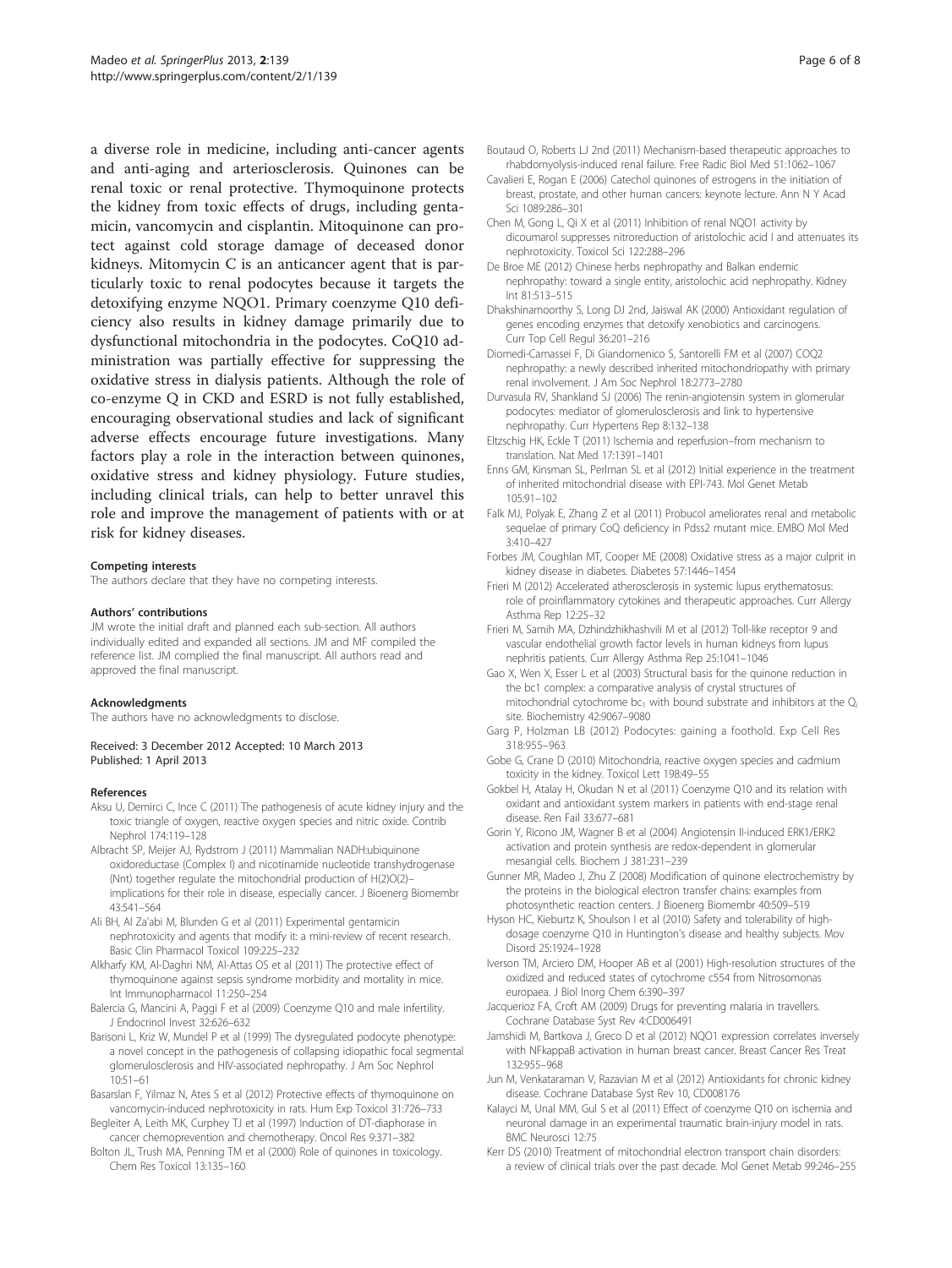a diverse role in medicine, including anti-cancer agents and anti-aging and arteriosclerosis. Quinones can be renal toxic or renal protective. Thymoquinone protects the kidney from toxic effects of drugs, including gentamicin, vancomycin and cisplantin. Mitoquinone can protect against cold storage damage of deceased donor kidneys. Mitomycin C is an anticancer agent that is particularly toxic to renal podocytes because it targets the detoxifying enzyme NQO1. Primary coenzyme Q10 deficiency also results in kidney damage primarily due to dysfunctional mitochondria in the podocytes. CoQ10 administration was partially effective for suppressing the oxidative stress in dialysis patients. Although the role of co-enzyme Q in CKD and ESRD is not fully established, encouraging observational studies and lack of significant adverse effects encourage future investigations. Many factors play a role in the interaction between quinones, oxidative stress and kidney physiology. Future studies, including clinical trials, can help to better unravel this role and improve the management of patients with or at risk for kidney diseases.

#### Competing interests

The authors declare that they have no competing interests.

#### Authors' contributions

JM wrote the initial draft and planned each sub-section. All authors individually edited and expanded all sections. JM and MF compiled the reference list. JM complied the final manuscript. All authors read and approved the final manuscript.

#### Acknowledgments

The authors have no acknowledgments to disclose.

Received: 3 December 2012 Accepted: 10 March 2013
Published: 1 April 2013

#### References

Aksu U, Demirci C, Ince C (2011) The pathogenesis of acute kidney injury and the toxic triangle of oxygen, reactive oxygen species and nitric oxide. Contrib Nephrol 174:119–128

Albracht SP, Meijer AJ, Rydstrom J (2011) Mammalian NADH:ubiquinone oxidoreductase (Complex I) and nicotinamide nucleotide transhydrogenase (Nnt) together regulate the mitochondrial production of H(2)O(2)–implications for their role in disease, especially cancer. J Bioenerg Biomembr 43:541–564

Ali BH, Al Za'abi M, Blunden G et al (2011) Experimental gentamicin nephrotoxicity and agents that modify it: a mini-review of recent research. Basic Clin Pharmacol Toxicol 109:225–232

Alkharfy KM, Al-Daghri NM, Al-Attas OS et al (2011) The protective effect of thymoquinone against sepsis syndrome morbidity and mortality in mice. Int Immunopharmacol 11:250–254

Balercia G, Mancini A, Paggi F et al (2009) Coenzyme Q10 and male infertility. J Endocrinol Invest 32:626–632

Barisoni L, Kriz W, Mundel P et al (1999) The dysregulated podocyte phenotype: a novel concept in the pathogenesis of collapsing idiopathic focal segmental glomerulosclerosis and HIV-associated nephropathy. J Am Soc Nephrol 10:51–61

Basarslan F, Yilmaz N, Ates S et al (2012) Protective effects of thymoquinone on vancomycin-induced nephrotoxicity in rats. Hum Exp Toxicol 31:726–733

Begleiter A, Leith MK, Curphey TJ et al (1997) Induction of DT-diaphorase in cancer chemoprevention and chemotherapy. Oncol Res 9:371–382

Bolton JL, Trush MA, Penning TM et al (2000) Role of quinones in toxicology. Chem Res Toxicol 13:135–160

Boutaud O, Roberts LJ 2nd (2011) Mechanism-based therapeutic approaches to rhabdomyolysis-induced renal failure. Free Radic Biol Med 51:1062–1067

Cavalieri E, Rogan E (2006) Catechol quinones of estrogens in the initiation of breast, prostate, and other human cancers: keynote lecture. Ann N Y Acad Sci 1089:286–301

Chen M, Gong L, Qi X et al (2011) Inhibition of renal NQO1 activity by dicoumarol suppresses nitroreduction of aristolochic acid I and attenuates its nephrotoxicity. Toxicol Sci 122:288–296

De Broe ME (2012) Chinese herbs nephropathy and Balkan endemic nephropathy: toward a single entity, aristolochic acid nephropathy. Kidney Int 81:513–515

Dhakshinamoorthy S, Long DJ 2nd, Jaiswal AK (2000) Antioxidant regulation of genes encoding enzymes that detoxify xenobiotics and carcinogens. Curr Top Cell Regul 36:201–216

Diomedi-Camassei F, Di Giandomenico S, Santorelli FM et al (2007) COQ2 nephropathy: a newly described inherited mitochondriopathy with primary renal involvement. J Am Soc Nephrol 18:2773–2780

Durvasula RV, Shankland SJ (2006) The renin-angiotensin system in glomerular podocytes: mediator of glomerulosclerosis and link to hypertensive nephropathy. Curr Hypertens Rep 8:132–138

Eltzschig HK, Eckle T (2011) Ischemia and reperfusion–from mechanism to translation. Nat Med 17:1391–1401

Enns GM, Kinsman SL, Perlman SL et al (2012) Initial experience in the treatment of inherited mitochondrial disease with EPI-743. Mol Genet Metab 105:91–102

Falk MJ, Polyak E, Zhang Z et al (2011) Probucol ameliorates renal and metabolic sequelae of primary CoQ deficiency in Pdss2 mutant mice. EMBO Mol Med 3:410–427

Forbes JM, Coughlan MT, Cooper ME (2008) Oxidative stress as a major culprit in kidney disease in diabetes. Diabetes 57:1446–1454

Frieri M (2012) Accelerated atherosclerosis in systemic lupus erythematosus: role of proinflammatory cytokines and therapeutic approaches. Curr Allergy Asthma Rep 12:25–32

Frieri M, Samih MA, Dzhindzhikhashvili M et al (2012) Toll-like receptor 9 and vascular endothelial growth factor levels in human kidneys from lupus nephritis patients. Curr Allergy Asthma Rep 25:1041–1046

Gao X, Wen X, Esser L et al (2003) Structural basis for the quinone reduction in the bc1 complex: a comparative analysis of crystal structures of mitochondrial cytochrome $bc_1$ with bound substrate and inhibitors at the $Q_i$ site. Biochemistry 42:9067–9080

Garg P, Holzman LB (2012) Podocytes: gaining a foothold. Exp Cell Res 318:955–963

Gobe G, Crane D (2010) Mitochondria, reactive oxygen species and cadmium toxicity in the kidney. Toxicol Lett 198:49–55

Gokbel H, Atalay H, Okudan N et al (2011) Coenzyme Q10 and its relation with oxidant and antioxidant system markers in patients with end-stage renal disease. Ren Fail 33:677–681

Gorin Y, Ricono JM, Wagner B et al (2004) Angiotensin II-induced ERK1/ERK2 activation and protein synthesis are redox-dependent in glomerular mesangial cells. Biochem J 381:231–239

Gunner MR, Madeo J, Zhu Z (2008) Modification of quinone electrochemistry by the proteins in the biological electron transfer chains: examples from photosynthetic reaction centers. J Bioenerg Biomembr 40:509–519

Hyson HC, Kieburtz K, Shoulson I et al (2010) Safety and tolerability of high-dosage coenzyme Q10 in Huntington's disease and healthy subjects. Mov Disord 25:1924–1928

Iverson TM, Arciero DM, Hooper AB et al (2001) High-resolution structures of the oxidized and reduced states of cytochrome c554 from Nitrosomonas europaea. J Biol Inorg Chem 6:390–397

Jacquerioz FA, Croft AM (2009) Drugs for preventing malaria in travellers. Cochrane Database Syst Rev 4:CD006491

Jamshidi M, Bartkova J, Greco D et al (2012) NQO1 expression correlates inversely with NFkappaB activation in human breast cancer. Breast Cancer Res Treat 132:955–968

Jun M, Venkataraman V, Razavian M et al (2012) Antioxidants for chronic kidney disease. Cochrane Database Syst Rev 10, CD008176

Kalayci M, Unal MM, Gul S et al (2011) Effect of coenzyme Q10 on ischemia and neuronal damage in an experimental traumatic brain-injury model in rats. BMC Neurosci 12:75

Kerr DS (2010) Treatment of mitochondrial electron transport chain disorders: a review of clinical trials over the past decade. Mol Genet Metab 99:246–255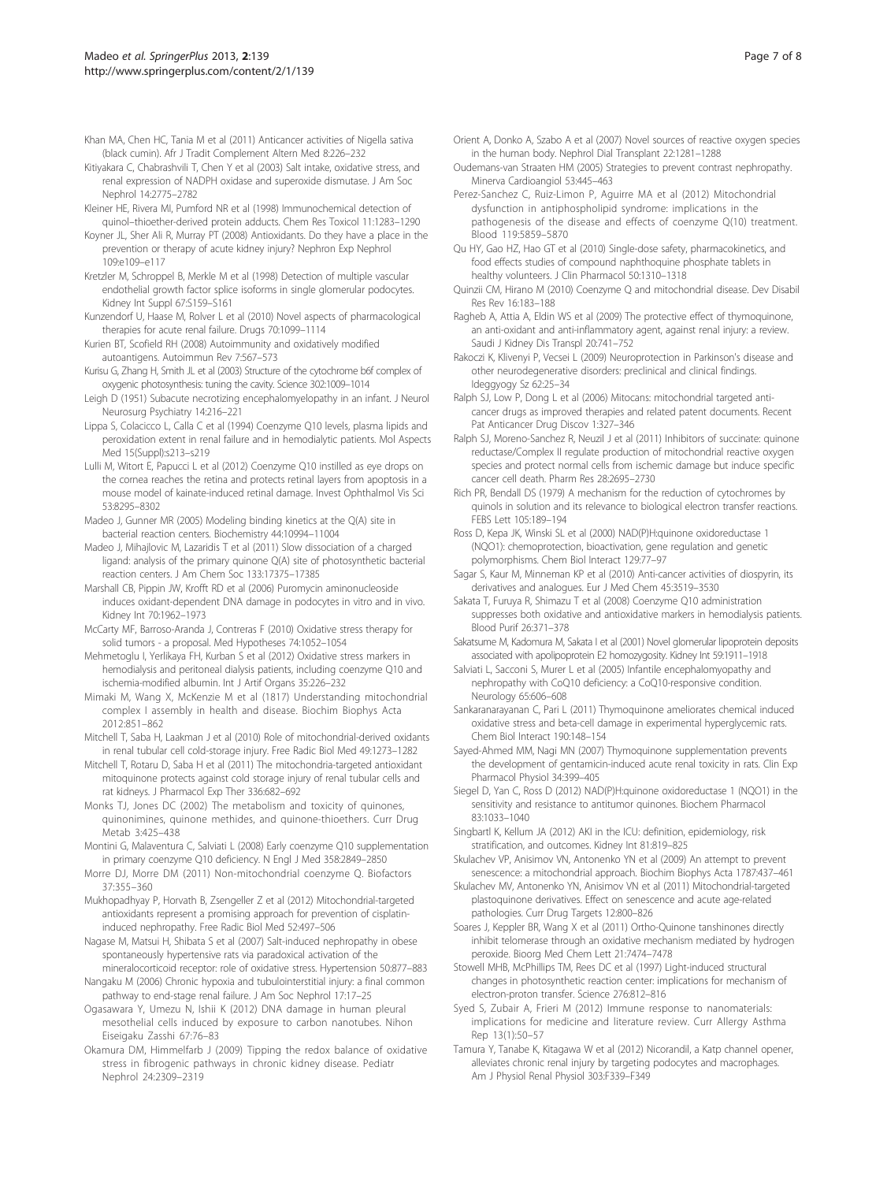Khan MA, Chen HC, Tania M et al (2011) Anticancer activities of Nigella sativa (black cumin). Afr J Tradit Complement Altern Med 8:226–232

Kitiyakara C, Chabrashvili T, Chen Y et al (2003) Salt intake, oxidative stress, and renal expression of NADPH oxidase and superoxide dismutase. J Am Soc Nephrol 14:2775–2782

Kleiner HE, Rivera MI, Pumford NR et al (1998) Immunochemical detection of quinol–thioether-derived protein adducts. Chem Res Toxicol 11:1283–1290

Koyner JL, Sher Ali R, Murray PT (2008) Antioxidants. Do they have a place in the prevention or therapy of acute kidney injury? Nephron Exp Nephrol 109:e109–e117

Kretzler M, Schroppel B, Merkle M et al (1998) Detection of multiple vascular endothelial growth factor splice isoforms in single glomerular podocytes. Kidney Int Suppl 67:S159–S161

Kunzendorf U, Haase M, Rolver L et al (2010) Novel aspects of pharmacological therapies for acute renal failure. Drugs 70:1099–1114

Kurien BT, Scofield RH (2008) Autoimmunity and oxidatively modified autoantigens. Autoimmun Rev 7:567–573

Kurisu G, Zhang H, Smith JL et al (2003) Structure of the cytochrome b6f complex of oxygenic photosynthesis: tuning the cavity. Science 302:1009–1014

Leigh D (1951) Subacute necrotizing encephalomyelopathy in an infant. J Neurol Neurosurg Psychiatry 14:216–221

Lippa S, Colacicco L, Calla C et al (1994) Coenzyme Q10 levels, plasma lipids and peroxidation extent in renal failure and in hemodialytic patients. Mol Aspects Med 15(Suppl):s213–s219

Lulli M, Witort E, Papucci L et al (2012) Coenzyme Q10 instilled as eye drops on the cornea reaches the retina and protects retinal layers from apoptosis in a mouse model of kainate-induced retinal damage. Invest Ophthalmol Vis Sci 53:8295–8302

Madeo J, Gunner MR (2005) Modeling binding kinetics at the Q(A) site in bacterial reaction centers. Biochemistry 44:10994–11004

Madeo J, Mihajlovic M, Lazaridis T et al (2011) Slow dissociation of a charged ligand: analysis of the primary quinone Q(A) site of photosynthetic bacterial reaction centers. J Am Chem Soc 133:17375–17385

Marshall CB, Pippin JW, Krofft RD et al (2006) Puromycin aminonucleoside induces oxidant-dependent DNA damage in podocytes in vitro and in vivo. Kidney Int 70:1962–1973

McCarty MF, Barroso-Aranda J, Contreras F (2010) Oxidative stress therapy for solid tumors - a proposal. Med Hypotheses 74:1052–1054

Mehmetoglu I, Yerlikaya FH, Kurban S et al (2012) Oxidative stress markers in hemodialysis and peritoneal dialysis patients, including coenzyme Q10 and ischemia-modified albumin. Int J Artif Organs 35:226–232

Mimaki M, Wang X, McKenzie M et al (1817) Understanding mitochondrial complex I assembly in health and disease. Biochim Biophys Acta 2012:851–862

Mitchell T, Saba H, Laakman J et al (2010) Role of mitochondrial-derived oxidants in renal tubular cell cold-storage injury. Free Radic Biol Med 49:1273–1282

Mitchell T, Rotaru D, Saba H et al (2011) The mitochondria-targeted antioxidant mitoquinone protects against cold storage injury of renal tubular cells and rat kidneys. J Pharmacol Exp Ther 336:682–692

Monks TJ, Jones DC (2002) The metabolism and toxicity of quinones, quinonimines, quinone methides, and quinone-thioethers. Curr Drug Metab 3:425–438

Montini G, Malaventura C, Salviati L (2008) Early coenzyme Q10 supplementation in primary coenzyme Q10 deficiency. N Engl J Med 358:2849–2850

Morre DJ, Morre DM (2011) Non-mitochondrial coenzyme Q. Biofactors 37:355–360

Mukhopadhyay P, Horvath B, Zsengeller Z et al (2012) Mitochondrial-targeted antioxidants represent a promising approach for prevention of cisplatin-induced nephropathy. Free Radic Biol Med 52:497–506

Nagase M, Matsui H, Shibata S et al (2007) Salt-induced nephropathy in obese spontaneously hypertensive rats via paradoxical activation of the mineralocorticoid receptor: role of oxidative stress. Hypertension 50:877–883

Nangaku M (2006) Chronic hypoxia and tubulointerstitial injury: a final common pathway to end-stage renal failure. J Am Soc Nephrol 17:17–25

Ogasawara Y, Umezu N, Ishii K (2012) DNA damage in human pleural mesothelial cells induced by exposure to carbon nanotubes. Nihon Eiseigaku Zasshi 67:76–83

Okamura DM, Himmelfarb J (2009) Tipping the redox balance of oxidative stress in fibrogenic pathways in chronic kidney disease. Pediatr Nephrol 24:2309–2319

Orient A, Donko A, Szabo A et al (2007) Novel sources of reactive oxygen species in the human body. Nephrol Dial Transplant 22:1281–1288

Oudemans-van Straaten HM (2005) Strategies to prevent contrast nephropathy. Minerva Cardioangiol 53:445–463

Perez-Sanchez C, Ruiz-Limon P, Aguirre MA et al (2012) Mitochondrial dysfunction in antiphospholipid syndrome: implications in the pathogenesis of the disease and effects of coenzyme Q(10) treatment. Blood 119:5859–5870

Qu HY, Gao HZ, Hao GT et al (2010) Single-dose safety, pharmacokinetics, and food effects studies of compound naphthoquine phosphate tablets in healthy volunteers. J Clin Pharmacol 50:1310–1318

Quinzii CM, Hirano M (2010) Coenzyme Q and mitochondrial disease. Dev Disabil Res Rev 16:183–188

Ragheb A, Attia A, Eldin WS et al (2009) The protective effect of thymoquinone, an anti-oxidant and anti-inflammatory agent, against renal injury: a review. Saudi J Kidney Dis Transpl 20:741–752

Rakoczi K, Klivenyi P, Vecsei L (2009) Neuroprotection in Parkinson's disease and other neurodegenerative disorders: preclinical and clinical findings. Ideggyogy Sz 62:25–34

Ralph SJ, Low P, Dong L et al (2006) Mitocans: mitochondrial targeted anti-cancer drugs as improved therapies and related patent documents. Recent Pat Anticancer Drug Discov 1:327–346

Ralph SJ, Moreno-Sanchez R, Neuzil J et al (2011) Inhibitors of succinate: quinone reductase/Complex II regulate production of mitochondrial reactive oxygen species and protect normal cells from ischemic damage but induce specific cancer cell death. Pharm Res 28:2695–2730

Rich PR, Bendall DS (1979) A mechanism for the reduction of cytochromes by quinols in solution and its relevance to biological electron transfer reactions. FEBS Lett 105:189–194

Ross D, Kepa JK, Winski SL et al (2000) NAD(P)H:quinone oxidoreductase 1 (NQO1): chemoprotection, bioactivation, gene regulation and genetic polymorphisms. Chem Biol Interact 129:77–97

Sagar S, Kaur M, Minneman KP et al (2010) Anti-cancer activities of diospyrin, its derivatives and analogues. Eur J Med Chem 45:3519–3530

Sakata T, Furuya R, Shimazu T et al (2008) Coenzyme Q10 administration suppresses both oxidative and antioxidative markers in hemodialysis patients. Blood Purif 26:371–378

Sakatsume M, Kadomura M, Sakata I et al (2001) Novel glomerular lipoprotein deposits associated with apolipoprotein E2 homozygosity. Kidney Int 59:1911–1918

Salviati L, Sacconi S, Murer L et al (2005) Infantile encephalomyopathy and nephropathy with CoQ10 deficiency: a CoQ10-responsive condition. Neurology 65:606–608

Sankaranarayanan C, Pari L (2011) Thymoquinone ameliorates chemical induced oxidative stress and beta-cell damage in experimental hyperglycemic rats. Chem Biol Interact 190:148–154

Sayed-Ahmed MM, Nagi MN (2007) Thymoquinone supplementation prevents the development of gentamicin-induced acute renal toxicity in rats. Clin Exp Pharmacol Physiol 34:399–405

Siegel D, Yan C, Ross D (2012) NAD(P)H:quinone oxidoreductase 1 (NQO1) in the sensitivity and resistance to antitumor quinones. Biochem Pharmacol 83:1033–1040

Singbartl K, Kellum JA (2012) AKI in the ICU: definition, epidemiology, risk stratification, and outcomes. Kidney Int 81:819–825

Skulachev VP, Anisimov VN, Antonenko YN et al (2009) An attempt to prevent senescence: a mitochondrial approach. Biochim Biophys Acta 1787:437–461

Skulachev MV, Antonenko YN, Anisimov VN et al (2011) Mitochondrial-targeted plastoquinone derivatives. Effect on senescence and acute age-related pathologies. Curr Drug Targets 12:800–826

Soares J, Keppler BR, Wang X et al (2011) Ortho-Quinone tanshinones directly inhibit telomerase through an oxidative mechanism mediated by hydrogen peroxide. Bioorg Med Chem Lett 21:7474–7478

Stowell MHB, McPhillips TM, Rees DC et al (1997) Light-induced structural changes in photosynthetic reaction center: implications for mechanism of electron-proton transfer. Science 276:812–816

Syed S, Zubair A, Frieri M (2012) Immune response to nanomaterials: implications for medicine and literature review. Curr Allergy Asthma Rep 13(1):50–57

Tamura Y, Tanabe K, Kitagawa W et al (2012) Nicorandil, a Katp channel opener, alleviates chronic renal injury by targeting podocytes and macrophages. Am J Physiol Renal Physiol 303:F339–F349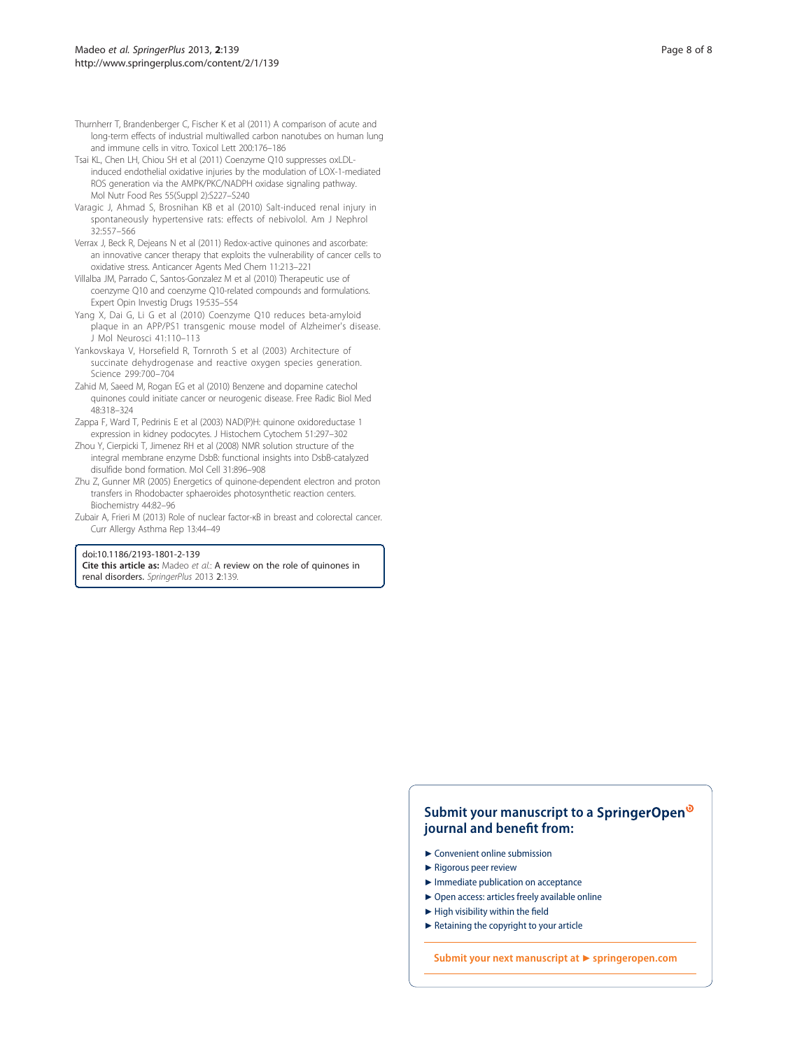Thurnherr T, Brandenberger C, Fischer K et al (2011) A comparison of acute and long-term effects of industrial multiwalled carbon nanotubes on human lung and immune cells in vitro. Toxicol Lett 200:176–186

Tsai KL, Chen LH, Chiou SH et al (2011) Coenzyme Q10 suppresses oxLDL-induced endothelial oxidative injuries by the modulation of LOX-1-mediated ROS generation via the AMPK/PKC/NADPH oxidase signaling pathway. Mol Nutr Food Res 55(Suppl 2):S227–S240

Varagic J, Ahmad S, Brosnihan KB et al (2010) Salt-induced renal injury in spontaneously hypertensive rats: effects of nebivolol. Am J Nephrol 32:557–566

Verrax J, Beck R, Dejeans N et al (2011) Redox-active quinones and ascorbate: an innovative cancer therapy that exploits the vulnerability of cancer cells to oxidative stress. Anticancer Agents Med Chem 11:213–221

Villalba JM, Parrado C, Santos-Gonzalez M et al (2010) Therapeutic use of coenzyme Q10 and coenzyme Q10-related compounds and formulations. Expert Opin Investig Drugs 19:535–554

Yang X, Dai G, Li G et al (2010) Coenzyme Q10 reduces beta-amyloid plaque in an APP/PS1 transgenic mouse model of Alzheimer's disease. J Mol Neurosci 41:110–113

Yankovskaya V, Horsefield R, Tornroth S et al (2003) Architecture of succinate dehydrogenase and reactive oxygen species generation. Science 299:700–704

Zahid M, Saeed M, Rogan EG et al (2010) Benzene and dopamine catechol quinones could initiate cancer or neurogenic disease. Free Radic Biol Med 48:318–324

Zappa F, Ward T, Pedrinis E et al (2003) NAD(P)H: quinone oxidoreductase 1 expression in kidney podocytes. J Histochem Cytochem 51:297–302

Zhou Y, Cierpicki T, Jimenez RH et al (2008) NMR solution structure of the integral membrane enzyme DsbB: functional insights into DsbB-catalyzed disulfide bond formation. Mol Cell 31:896–908

Zhu Z, Gunner MR (2005) Energetics of quinone-dependent electron and proton transfers in Rhodobacter sphaeroides photosynthetic reaction centers. Biochemistry 44:82–96

Zubair A, Frieri M (2013) Role of nuclear factor-κB in breast and colorectal cancer. Curr Allergy Asthma Rep 13:44–49

doi:10.1186/2193-1801-2-139

**Cite this article as:** Madeo *et al.*: A review on the role of quinones in renal disorders. *SpringerPlus* 2013 **2**:139.

**Submit your manuscript to a SpringerOpen journal and benefit from:**

- ► Convenient online submission
- ► Rigorous peer review
- ► Immediate publication on acceptance
- ► Open access: articles freely available online
- ► High visibility within the field
- ► Retaining the copyright to your article

**Submit your next manuscript at ► springeropen.com**